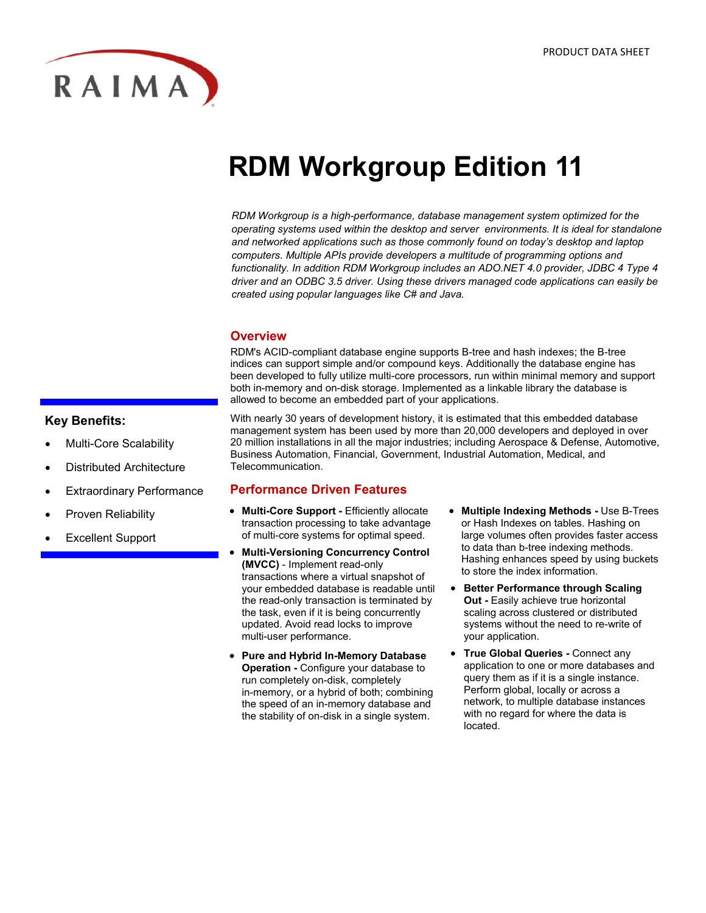RAIMA

PRODUCT DATA SHEET

# RDM Workgroup Edition 11

*RDM Workgroup is a high-performance, database management system optimized for the operating systems used within the desktop and server environments. It is ideal for standalone and networked applications such as those commonly found on today's desktop and laptop computers. Multiple APIs provide developers a multitude of programming options and functionality. In addition RDM Workgroup includes an ADO.NET 4.0 provider, JDBC 4 Type 4 driver and an ODBC 3.5 driver. Using these drivers managed code applications can easily be created using popular languages like C# and Java.*

### Key Benefits:

- Multi-Core Scalability
- Distributed Architecture
- Extraordinary Performance
- Proven Reliability
- Excellent Support

## Overview

RDM's ACID-compliant database engine supports B-tree and hash indexes; the B-tree indices can support simple and/or compound keys. Additionally the database engine has been developed to fully utilize multi-core processors, run within minimal memory and support both in-memory and on-disk storage. Implemented as a linkable library the database is allowed to become an embedded part of your applications.

With nearly 30 years of development history, it is estimated that this embedded database management system has been used by more than 20,000 developers and deployed in over 20 million installations in all the major industries; including Aerospace & Defense, Automotive, Business Automation, Financial, Government, Industrial Automation, Medical, and Telecommunication.

## Performance Driven Features

- **Multi-Core Support -** Efficiently allocate transaction processing to take advantage of multi-core systems for optimal speed.
- **Multi-Versioning Concurrency Control (MVCC)** - Implement read-only transactions where a virtual snapshot of your embedded database is readable until the read-only transaction is terminated by the task, even if it is being concurrently updated. Avoid read locks to improve multi-user performance.
- **Pure and Hybrid In-Memory Database Operation -** Configure your database to run completely on-disk, completely in-memory, or a hybrid of both; combining the speed of an in-memory database and the stability of on-disk in a single system.
- **Multiple Indexing Methods -** Use B-Trees or Hash Indexes on tables. Hashing on large volumes often provides faster access to data than b-tree indexing methods. Hashing enhances speed by using buckets to store the index information.
- **Better Performance through Scaling Out -** Easily achieve true horizontal scaling across clustered or distributed systems without the need to re-write of your application.
- **True Global Queries -** Connect any application to one or more databases and query them as if it is a single instance. Perform global, locally or across a network, to multiple database instances with no regard for where the data is located.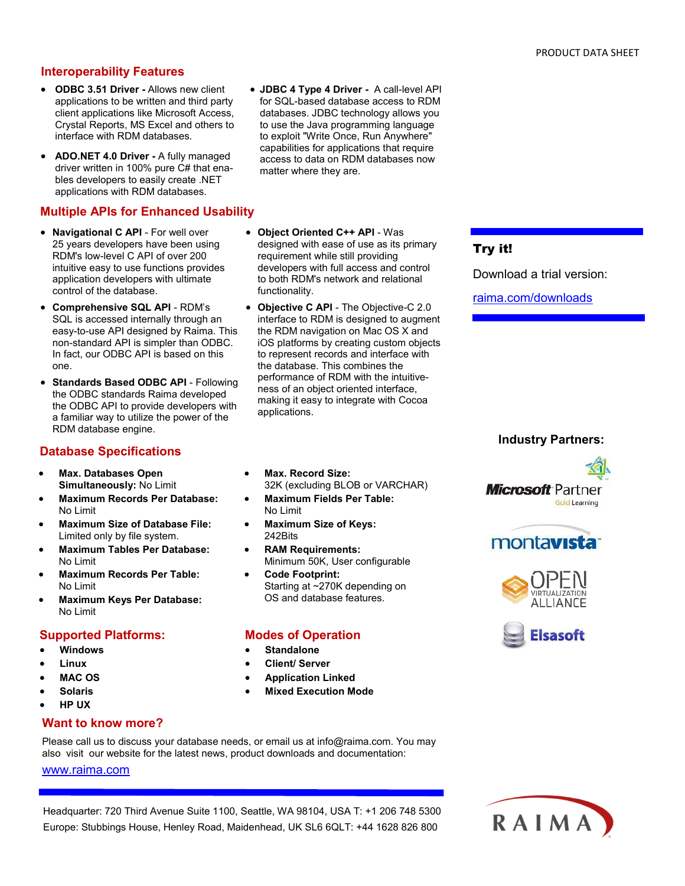## Interoperability Features

- **ODBC 3.51 Driver -** Allows new client applications to be written and third party client applications like Microsoft Access, Crystal Reports, MS Excel and others to interface with RDM databases.
- **ADO.NET 4.0 Driver -** A fully managed driver written in 100% pure C# that enables developers to easily create .NET applications with RDM databases.
- **JDBC 4 Type 4 Driver -** A call-level API for SQL-based database access to RDM databases. JDBC technology allows you to use the Java programming language to exploit "Write Once, Run Anywhere" capabilities for applications that require access to data on RDM databases now matter where they are.

## Multiple APIs for Enhanced Usability

- **Navigational C API** - For well over 25 years developers have been using RDM's low-level C API of over 200 intuitive easy to use functions provides application developers with ultimate control of the database.
- **Comprehensive SQL API** - RDM's SQL is accessed internally through an easy-to-use API designed by Raima. This non-standard API is simpler than ODBC. In fact, our ODBC API is based on this one.
- **Standards Based ODBC API** - Following the ODBC standards Raima developed the ODBC API to provide developers with a familiar way to utilize the power of the RDM database engine.
- **Object Oriented C++ API** - Was designed with ease of use as its primary requirement while still providing developers with full access and control to both RDM's network and relational functionality.
- **Objective C API** - The Objective-C 2.0 interface to RDM is designed to augment the RDM navigation on Mac OS X and iOS platforms by creating custom objects to represent records and interface with the database. This combines the performance of RDM with the intuitiveness of an object oriented interface, making it easy to integrate with Cocoa applications.

### Try it!

Download a trial version:

raima.com/downloads

## Database Specifications

- **Max. Databases Open Simultaneously:** No Limit
- **Maximum Records Per Database:** No Limit
- **Maximum Size of Database File:** Limited only by file system.
- **Maximum Tables Per Database:** No Limit
- **Maximum Records Per Table:** No Limit
- **Maximum Keys Per Database:** No Limit
- **Max. Record Size:** 32K (excluding BLOB or VARCHAR)
- **Maximum Fields Per Table:** No Limit
- **Maximum Size of Keys:** 242Bits
- **RAM Requirements:** Minimum 50K, User configurable
- **Code Footprint:** Starting at ~270K depending on OS and database features.

### Industry Partners:

Microsoft Partner Gold Learning

montavista

OPEN VIRTUALIZATION ALLIANCE

Elsasoft

## Supported Platforms:

- **Windows**
- **Linux**
- **MAC OS**
- **Solaris**
- **HP UX**

## Modes of Operation

- **Standalone**
- **Client/ Server**
- **Application Linked**
- **Mixed Execution Mode**

## Want to know more?

Please call us to discuss your database needs, or email us at info@raima.com. You may also visit our website for the latest news, product downloads and documentation:

www.raima.com

Headquarter: 720 Third Avenue Suite 1100, Seattle, WA 98104, USA T: +1 206 748 5300
Europe: Stubbings House, Henley Road, Maidenhead, UK SL6 6QLT: +44 1628 826 800

RAIMA